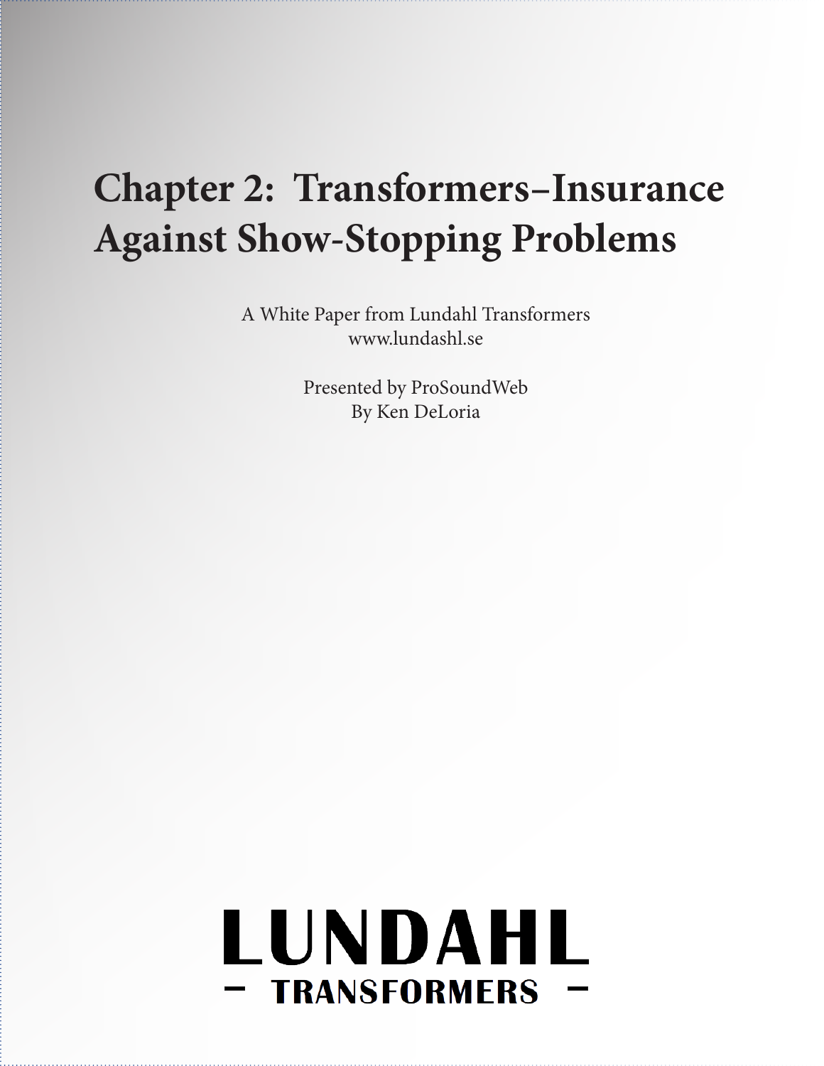# Chapter 2: Transformers–Insurance Against Show-Stopping Problems

A White Paper from Lundahl Transformers
www.lundashl.se

Presented by ProSoundWeb
By Ken DeLoria

LUNDAHL
– TRANSFORMERS –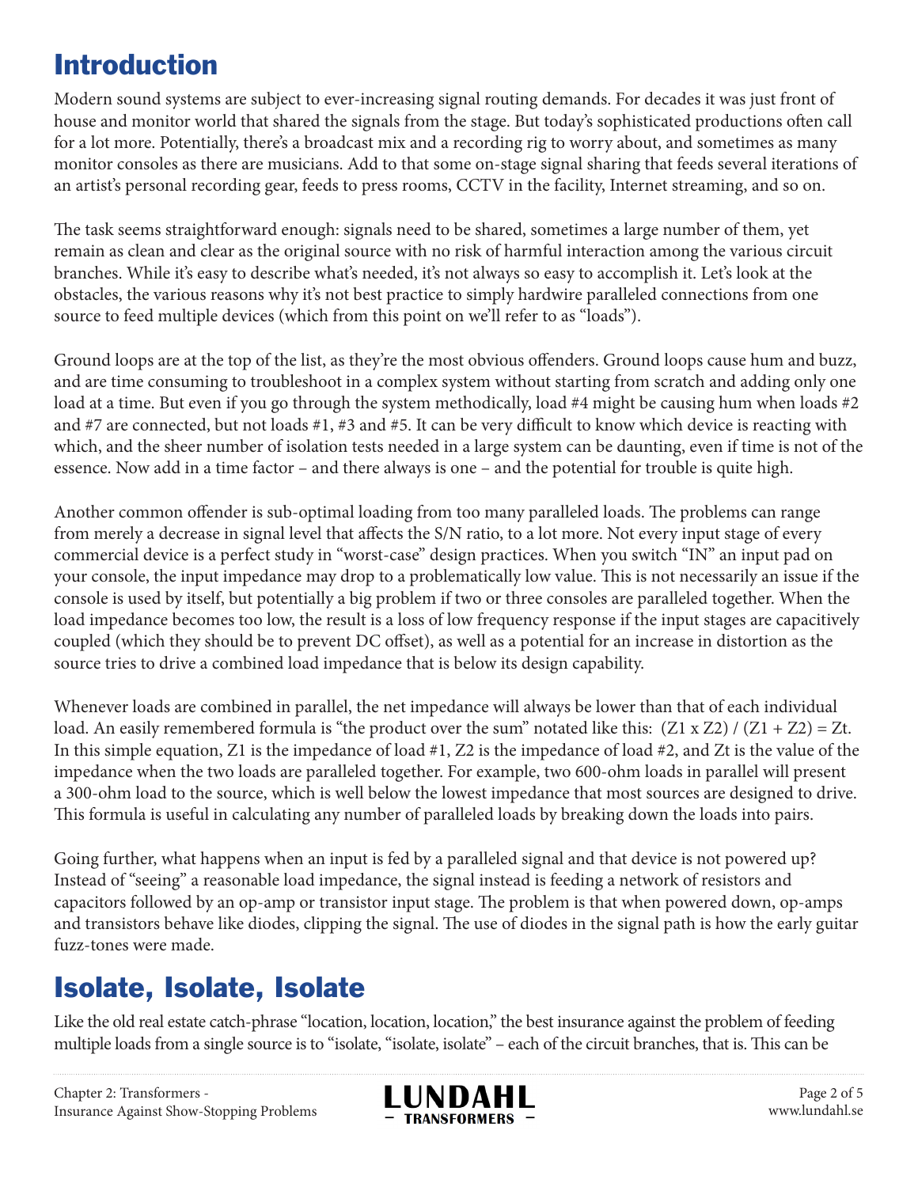## Introduction

Modern sound systems are subject to ever-increasing signal routing demands. For decades it was just front of house and monitor world that shared the signals from the stage. But today's sophisticated productions often call for a lot more. Potentially, there's a broadcast mix and a recording rig to worry about, and sometimes as many monitor consoles as there are musicians. Add to that some on-stage signal sharing that feeds several iterations of an artist's personal recording gear, feeds to press rooms, CCTV in the facility, Internet streaming, and so on.

The task seems straightforward enough: signals need to be shared, sometimes a large number of them, yet remain as clean and clear as the original source with no risk of harmful interaction among the various circuit branches. While it's easy to describe what's needed, it's not always so easy to accomplish it. Let's look at the obstacles, the various reasons why it's not best practice to simply hardwire paralleled connections from one source to feed multiple devices (which from this point on we'll refer to as "loads").

Ground loops are at the top of the list, as they're the most obvious offenders. Ground loops cause hum and buzz, and are time consuming to troubleshoot in a complex system without starting from scratch and adding only one load at a time. But even if you go through the system methodically, load #4 might be causing hum when loads #2 and #7 are connected, but not loads #1, #3 and #5. It can be very difficult to know which device is reacting with which, and the sheer number of isolation tests needed in a large system can be daunting, even if time is not of the essence. Now add in a time factor – and there always is one – and the potential for trouble is quite high.

Another common offender is sub-optimal loading from too many paralleled loads. The problems can range from merely a decrease in signal level that affects the S/N ratio, to a lot more. Not every input stage of every commercial device is a perfect study in "worst-case" design practices. When you switch "IN" an input pad on your console, the input impedance may drop to a problematically low value. This is not necessarily an issue if the console is used by itself, but potentially a big problem if two or three consoles are paralleled together. When the load impedance becomes too low, the result is a loss of low frequency response if the input stages are capacitively coupled (which they should be to prevent DC offset), as well as a potential for an increase in distortion as the source tries to drive a combined load impedance that is below its design capability.

Whenever loads are combined in parallel, the net impedance will always be lower than that of each individual load. An easily remembered formula is "the product over the sum" notated like this: $(Z1 \times Z2) / (Z1 + Z2) = Zt$. In this simple equation, $Z1$ is the impedance of load #1, $Z2$ is the impedance of load #2, and $Zt$ is the value of the impedance when the two loads are paralleled together. For example, two 600-ohm loads in parallel will present a 300-ohm load to the source, which is well below the lowest impedance that most sources are designed to drive. This formula is useful in calculating any number of paralleled loads by breaking down the loads into pairs.

Going further, what happens when an input is fed by a paralleled signal and that device is not powered up? Instead of "seeing" a reasonable load impedance, the signal instead is feeding a network of resistors and capacitors followed by an op-amp or transistor input stage. The problem is that when powered down, op-amps and transistors behave like diodes, clipping the signal. The use of diodes in the signal path is how the early guitar fuzz-tones were made.

## Isolate, Isolate, Isolate

Like the old real estate catch-phrase "location, location, location," the best insurance against the problem of feeding multiple loads from a single source is to "isolate, "isolate, isolate" – each of the circuit branches, that is. This can be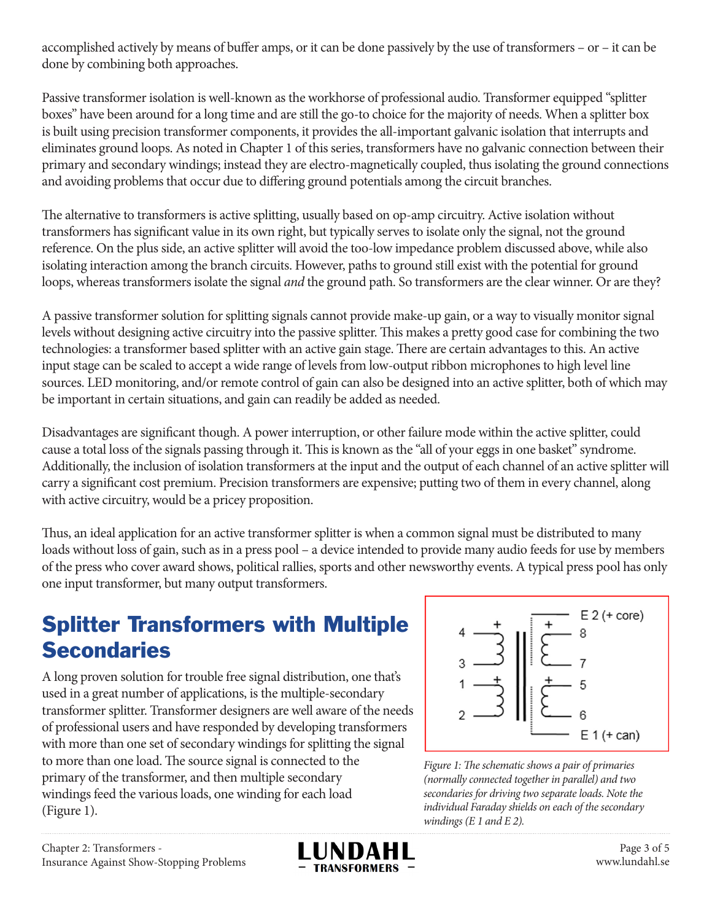accomplished actively by means of buffer amps, or it can be done passively by the use of transformers – or – it can be done by combining both approaches.

Passive transformer isolation is well-known as the workhorse of professional audio. Transformer equipped "splitter boxes" have been around for a long time and are still the go-to choice for the majority of needs. When a splitter box is built using precision transformer components, it provides the all-important galvanic isolation that interrupts and eliminates ground loops. As noted in Chapter 1 of this series, transformers have no galvanic connection between their primary and secondary windings; instead they are electro-magnetically coupled, thus isolating the ground connections and avoiding problems that occur due to differing ground potentials among the circuit branches.

The alternative to transformers is active splitting, usually based on op-amp circuitry. Active isolation without transformers has significant value in its own right, but typically serves to isolate only the signal, not the ground reference. On the plus side, an active splitter will avoid the too-low impedance problem discussed above, while also isolating interaction among the branch circuits. However, paths to ground still exist with the potential for ground loops, whereas transformers isolate the signal *and* the ground path. So transformers are the clear winner. Or are they?

A passive transformer solution for splitting signals cannot provide make-up gain, or a way to visually monitor signal levels without designing active circuitry into the passive splitter. This makes a pretty good case for combining the two technologies: a transformer based splitter with an active gain stage. There are certain advantages to this. An active input stage can be scaled to accept a wide range of levels from low-output ribbon microphones to high level line sources. LED monitoring, and/or remote control of gain can also be designed into an active splitter, both of which may be important in certain situations, and gain can readily be added as needed.

Disadvantages are significant though. A power interruption, or other failure mode within the active splitter, could cause a total loss of the signals passing through it. This is known as the "all of your eggs in one basket" syndrome. Additionally, the inclusion of isolation transformers at the input and the output of each channel of an active splitter will carry a significant cost premium. Precision transformers are expensive; putting two of them in every channel, along with active circuitry, would be a pricey proposition.

Thus, an ideal application for an active transformer splitter is when a common signal must be distributed to many loads without loss of gain, such as in a press pool – a device intended to provide many audio feeds for use by members of the press who cover award shows, political rallies, sports and other newsworthy events. A typical press pool has only one input transformer, but many output transformers.

## Splitter Transformers with Multiple Secondaries

A long proven solution for trouble free signal distribution, one that's used in a great number of applications, is the multiple-secondary transformer splitter. Transformer designers are well aware of the needs of professional users and have responded by developing transformers with more than one set of secondary windings for splitting the signal to more than one load. The source signal is connected to the primary of the transformer, and then multiple secondary windings feed the various loads, one winding for each load (Figure 1).

*Figure 1: The schematic shows a pair of primaries (normally connected together in parallel) and two secondaries for driving two separate loads. Note the individual Faraday shields on each of the secondary windings (E 1 and E 2).*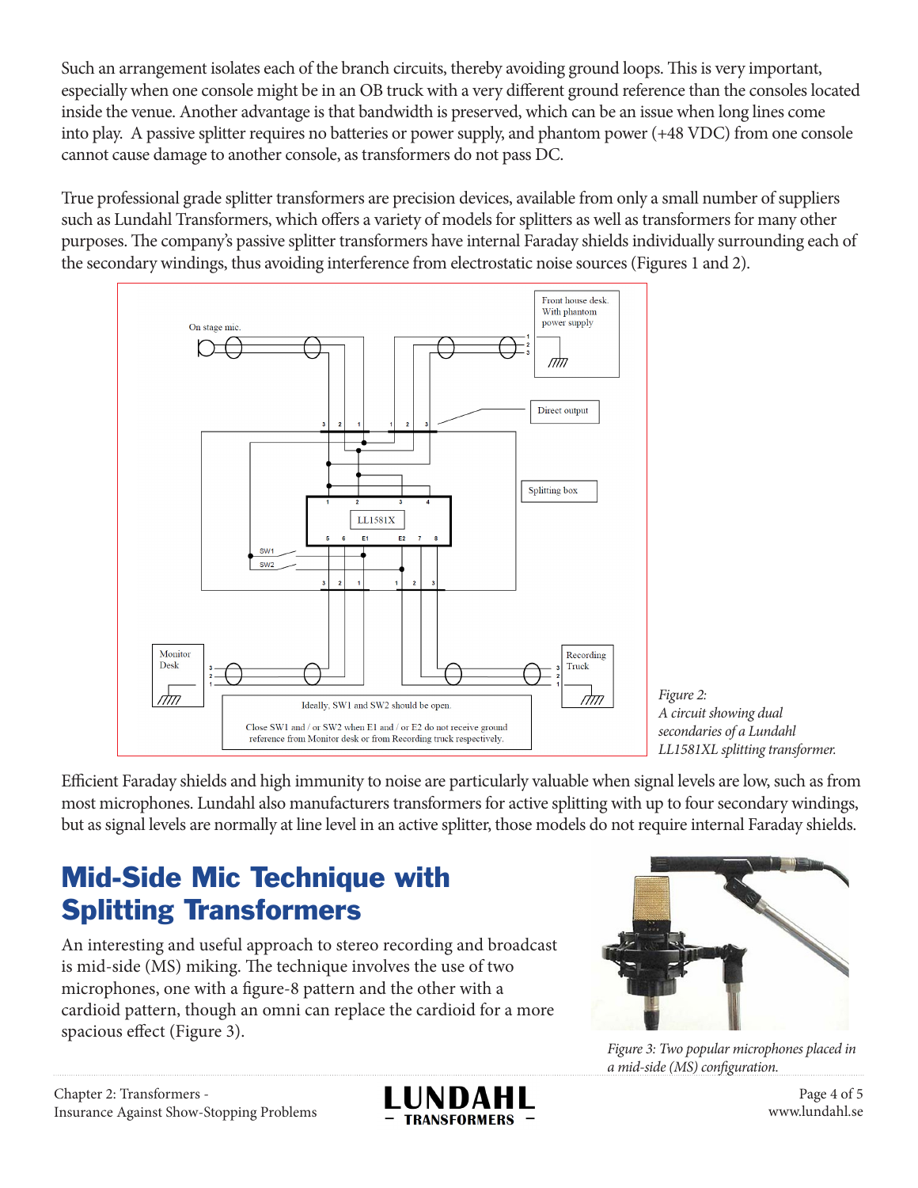Such an arrangement isolates each of the branch circuits, thereby avoiding ground loops. This is very important, especially when one console might be in an OB truck with a very different ground reference than the consoles located inside the venue. Another advantage is that bandwidth is preserved, which can be an issue when long lines come into play. A passive splitter requires no batteries or power supply, and phantom power (+48 VDC) from one console cannot cause damage to another console, as transformers do not pass DC.

True professional grade splitter transformers are precision devices, available from only a small number of suppliers such as Lundahl Transformers, which offers a variety of models for splitters as well as transformers for many other purposes. The company's passive splitter transformers have internal Faraday shields individually surrounding each of the secondary windings, thus avoiding interference from electrostatic noise sources (Figures 1 and 2).

*Figure 2: A circuit showing dual secondaries of a Lundahl LL1581XL splitting transformer.*

Efficient Faraday shields and high immunity to noise are particularly valuable when signal levels are low, such as from most microphones. Lundahl also manufacturers transformers for active splitting with up to four secondary windings, but as signal levels are normally at line level in an active splitter, those models do not require internal Faraday shields.

## Mid-Side Mic Technique with Splitting Transformers

An interesting and useful approach to stereo recording and broadcast is mid-side (MS) miking. The technique involves the use of two microphones, one with a figure-8 pattern and the other with a cardioid pattern, though an omni can replace the cardioid for a more spacious effect (Figure 3).

*Figure 3: Two popular microphones placed in a mid-side (MS) configuration.*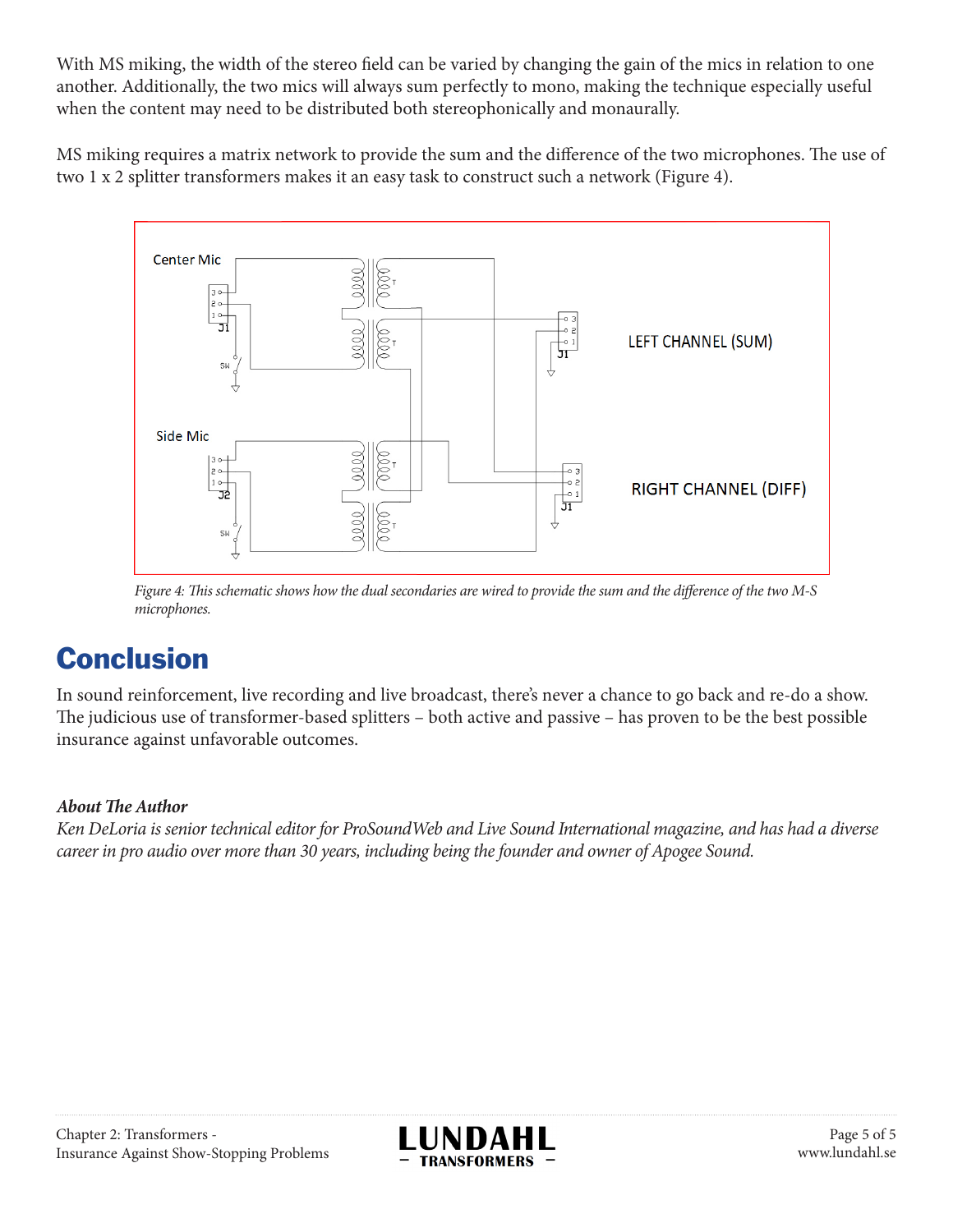With MS miking, the width of the stereo field can be varied by changing the gain of the mics in relation to one another. Additionally, the two mics will always sum perfectly to mono, making the technique especially useful when the content may need to be distributed both stereophonically and monaurally.

MS miking requires a matrix network to provide the sum and the difference of the two microphones. The use of two 1 x 2 splitter transformers makes it an easy task to construct such a network (Figure 4).

Center Mic

J1

SW

Side Mic

J2

SW

LEFT CHANNEL (SUM)

J1

RIGHT CHANNEL (DIFF)

J1

*Figure 4: This schematic shows how the dual secondaries are wired to provide the sum and the difference of the two M-S microphones.*

# Conclusion

In sound reinforcement, live recording and live broadcast, there's never a chance to go back and re-do a show. The judicious use of transformer-based splitters – both active and passive – has proven to be the best possible insurance against unfavorable outcomes.

***About The Author***

*Ken DeLoria is senior technical editor for ProSoundWeb and Live Sound International magazine, and has had a diverse career in pro audio over more than 30 years, including being the founder and owner of Apogee Sound.*